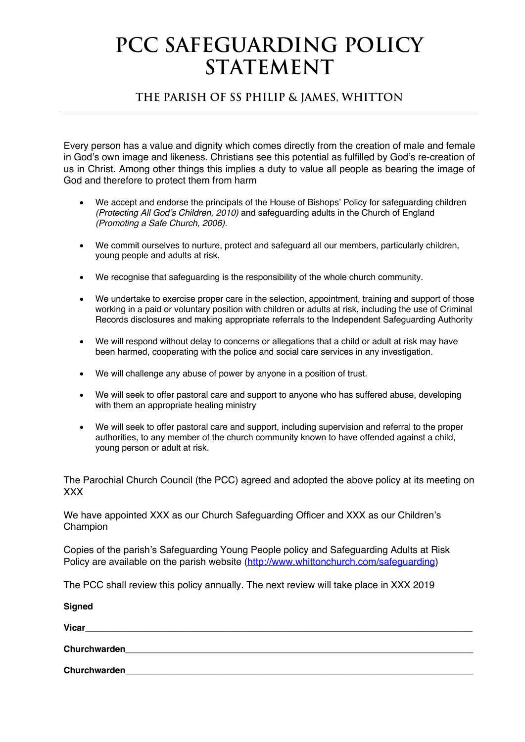# PCC SAFEGUARDING POLICY STATEMENT

## THE PARISH OF SS PHILIP & JAMES, WHITTON

---

Every person has a value and dignity which comes directly from the creation of male and female in God's own image and likeness. Christians see this potential as fulfilled by God's re-creation of us in Christ. Among other things this implies a duty to value all people as bearing the image of God and therefore to protect them from harm

- We accept and endorse the principals of the House of Bishops' Policy for safeguarding children *(Protecting All God's Children, 2010)* and safeguarding adults in the Church of England *(Promoting a Safe Church, 2006).*
- We commit ourselves to nurture, protect and safeguard all our members, particularly children, young people and adults at risk.
- We recognise that safeguarding is the responsibility of the whole church community.
- We undertake to exercise proper care in the selection, appointment, training and support of those working in a paid or voluntary position with children or adults at risk, including the use of Criminal Records disclosures and making appropriate referrals to the Independent Safeguarding Authority
- We will respond without delay to concerns or allegations that a child or adult at risk may have been harmed, cooperating with the police and social care services in any investigation.
- We will challenge any abuse of power by anyone in a position of trust.
- We will seek to offer pastoral care and support to anyone who has suffered abuse, developing with them an appropriate healing ministry
- We will seek to offer pastoral care and support, including supervision and referral to the proper authorities, to any member of the church community known to have offended against a child, young person or adult at risk.

The Parochial Church Council (the PCC) agreed and adopted the above policy at its meeting on XXX

We have appointed XXX as our Church Safeguarding Officer and XXX as our Children's Champion

Copies of the parish's Safeguarding Young People policy and Safeguarding Adults at Risk Policy are available on the parish website ([http://www.whittonchurch.com/safeguarding](http://www.whittonchurch.com/safeguarding))

The PCC shall review this policy annually. The next review will take place in XXX 2019

**Signed**

**Vicar**\_\_\_\_\_\_\_\_\_\_\_\_\_\_\_\_\_\_\_\_\_\_\_\_\_\_\_\_\_\_\_\_\_\_\_\_\_\_\_\_\_\_\_\_\_\_\_\_

**Churchwarden**\_\_\_\_\_\_\_\_\_\_\_\_\_\_\_\_\_\_\_\_\_\_\_\_\_\_\_\_\_\_\_\_\_\_\_\_\_\_\_\_\_\_\_\_

**Churchwarden**\_\_\_\_\_\_\_\_\_\_\_\_\_\_\_\_\_\_\_\_\_\_\_\_\_\_\_\_\_\_\_\_\_\_\_\_\_\_\_\_\_\_\_\_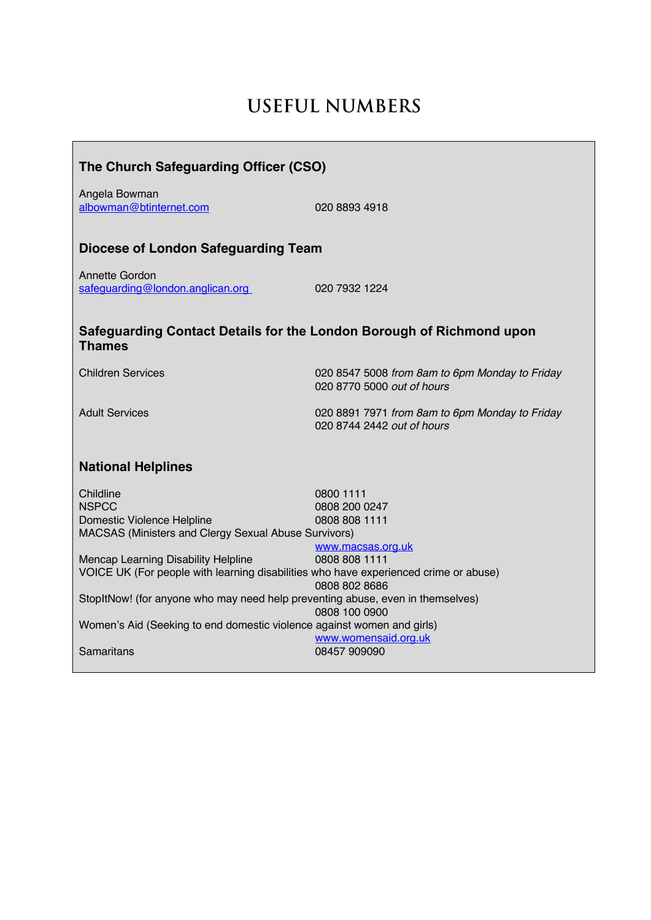# USEFUL NUMBERS

## The Church Safeguarding Officer (CSO)

Angela Bowman
albowman@btinternet.com 020 8893 4918

## Diocese of London Safeguarding Team

Annette Gordon
safeguarding@london.anglican.org 020 7932 1224

## Safeguarding Contact Details for the London Borough of Richmond upon Thames

| | |
|---|---|
| Children Services | 020 8547 5008 *from 8am to 6pm Monday to Friday*<br>020 8770 5000 *out of hours* |
| Adult Services | 020 8891 7971 *from 8am to 6pm Monday to Friday*<br>020 8744 2442 *out of hours* |

## National Helplines

| | |
|---|---|
| Childline | 0800 1111 |
| NSPCC | 0808 200 0247 |
| Domestic Violence Helpline | 0808 808 1111 |
| MACSAS (Ministers and Clergy Sexual Abuse Survivors) | www.macsas.org.uk |
| Mencap Learning Disability Helpline | 0808 808 1111 |
| VOICE UK (For people with learning disabilities who have experienced crime or abuse) | 0808 802 8686 |
| StopItNow! (for anyone who may need help preventing abuse, even in themselves) | 0808 100 0900 |
| Women's Aid (Seeking to end domestic violence against women and girls) | www.womensaid.org.uk |
| Samaritans | 08457 909090 |